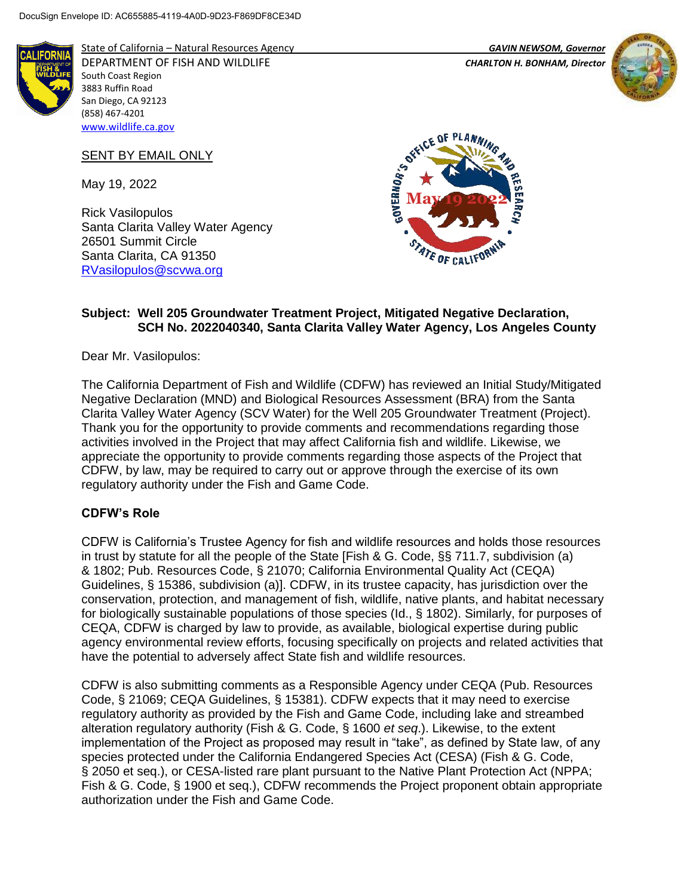DocuSign Envelope ID: AC655885-4119-4A0D-9D23-F869DF8CE34D

State of California – Natural Resources Agency
DEPARTMENT OF FISH AND WILDLIFE
South Coast Region
3883 Ruffin Road
San Diego, CA 92123
(858) 467-4201
www.wildlife.ca.gov

*GAVIN NEWSOM, Governor*
*CHARLTON H. BONHAM, Director*

SENT BY EMAIL ONLY

May 19, 2022

Rick Vasilopulos
Santa Clarita Valley Water Agency
26501 Summit Circle
Santa Clarita, CA 91350
RVasilopulos@scvwa.org

**Subject: Well 205 Groundwater Treatment Project, Mitigated Negative Declaration, SCH No. 2022040340, Santa Clarita Valley Water Agency, Los Angeles County**

Dear Mr. Vasilopulos:

The California Department of Fish and Wildlife (CDFW) has reviewed an Initial Study/Mitigated Negative Declaration (MND) and Biological Resources Assessment (BRA) from the Santa Clarita Valley Water Agency (SCV Water) for the Well 205 Groundwater Treatment (Project). Thank you for the opportunity to provide comments and recommendations regarding those activities involved in the Project that may affect California fish and wildlife. Likewise, we appreciate the opportunity to provide comments regarding those aspects of the Project that CDFW, by law, may be required to carry out or approve through the exercise of its own regulatory authority under the Fish and Game Code.

**CDFW's Role**

CDFW is California's Trustee Agency for fish and wildlife resources and holds those resources in trust by statute for all the people of the State [Fish & G. Code, §§ 711.7, subdivision (a) & 1802; Pub. Resources Code, § 21070; California Environmental Quality Act (CEQA) Guidelines, § 15386, subdivision (a)]. CDFW, in its trustee capacity, has jurisdiction over the conservation, protection, and management of fish, wildlife, native plants, and habitat necessary for biologically sustainable populations of those species (Id., § 1802). Similarly, for purposes of CEQA, CDFW is charged by law to provide, as available, biological expertise during public agency environmental review efforts, focusing specifically on projects and related activities that have the potential to adversely affect State fish and wildlife resources.

CDFW is also submitting comments as a Responsible Agency under CEQA (Pub. Resources Code, § 21069; CEQA Guidelines, § 15381). CDFW expects that it may need to exercise regulatory authority as provided by the Fish and Game Code, including lake and streambed alteration regulatory authority (Fish & G. Code, § 1600 *et seq*.). Likewise, to the extent implementation of the Project as proposed may result in "take", as defined by State law, of any species protected under the California Endangered Species Act (CESA) (Fish & G. Code, § 2050 et seq.), or CESA-listed rare plant pursuant to the Native Plant Protection Act (NPPA; Fish & G. Code, § 1900 et seq.), CDFW recommends the Project proponent obtain appropriate authorization under the Fish and Game Code.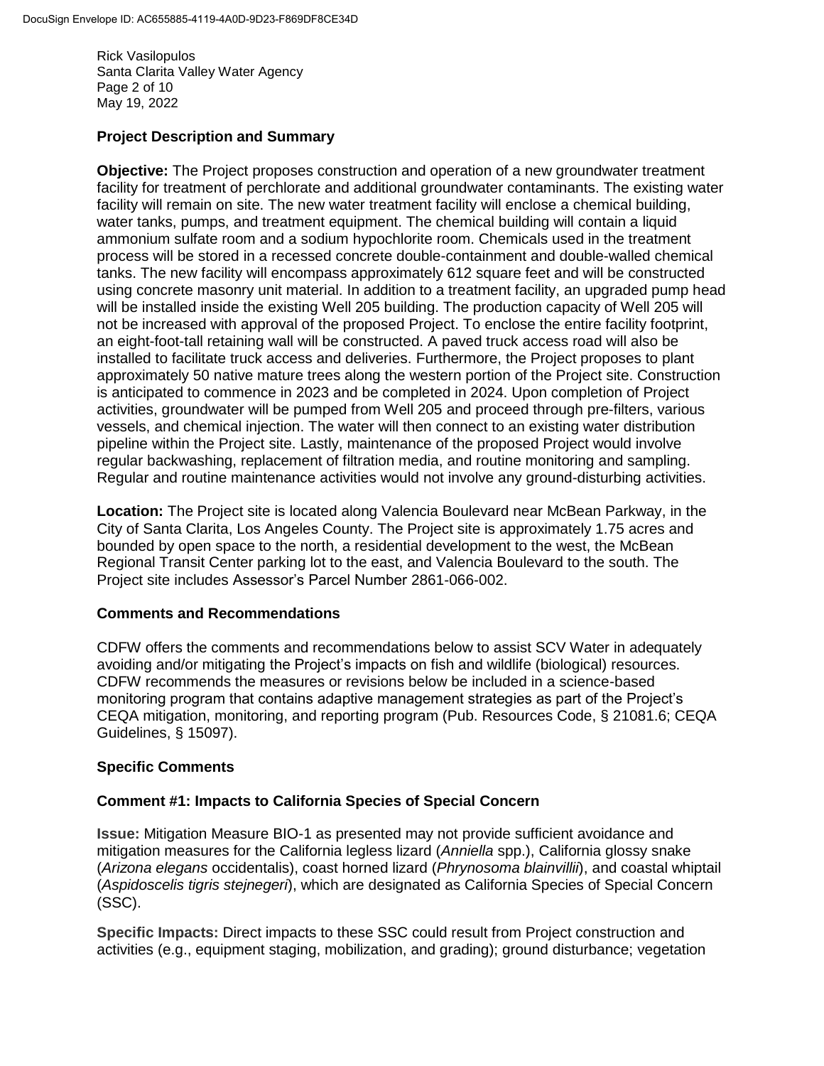## Project Description and Summary

**Objective:** The Project proposes construction and operation of a new groundwater treatment facility for treatment of perchlorate and additional groundwater contaminants. The existing water facility will remain on site. The new water treatment facility will enclose a chemical building, water tanks, pumps, and treatment equipment. The chemical building will contain a liquid ammonium sulfate room and a sodium hypochlorite room. Chemicals used in the treatment process will be stored in a recessed concrete double-containment and double-walled chemical tanks. The new facility will encompass approximately 612 square feet and will be constructed using concrete masonry unit material. In addition to a treatment facility, an upgraded pump head will be installed inside the existing Well 205 building. The production capacity of Well 205 will not be increased with approval of the proposed Project. To enclose the entire facility footprint, an eight-foot-tall retaining wall will be constructed. A paved truck access road will also be installed to facilitate truck access and deliveries. Furthermore, the Project proposes to plant approximately 50 native mature trees along the western portion of the Project site. Construction is anticipated to commence in 2023 and be completed in 2024. Upon completion of Project activities, groundwater will be pumped from Well 205 and proceed through pre-filters, various vessels, and chemical injection. The water will then connect to an existing water distribution pipeline within the Project site. Lastly, maintenance of the proposed Project would involve regular backwashing, replacement of filtration media, and routine monitoring and sampling. Regular and routine maintenance activities would not involve any ground-disturbing activities.

**Location:** The Project site is located along Valencia Boulevard near McBean Parkway, in the City of Santa Clarita, Los Angeles County. The Project site is approximately 1.75 acres and bounded by open space to the north, a residential development to the west, the McBean Regional Transit Center parking lot to the east, and Valencia Boulevard to the south. The Project site includes Assessor's Parcel Number 2861-066-002.

## Comments and Recommendations

CDFW offers the comments and recommendations below to assist SCV Water in adequately avoiding and/or mitigating the Project's impacts on fish and wildlife (biological) resources. CDFW recommends the measures or revisions below be included in a science-based monitoring program that contains adaptive management strategies as part of the Project's CEQA mitigation, monitoring, and reporting program (Pub. Resources Code, § 21081.6; CEQA Guidelines, § 15097).

## Specific Comments

### Comment #1: Impacts to California Species of Special Concern

**Issue:** Mitigation Measure BIO-1 as presented may not provide sufficient avoidance and mitigation measures for the California legless lizard (*Anniella* spp.), California glossy snake (*Arizona elegans* occidentalis), coast horned lizard (*Phrynosoma blainvillii*), and coastal whiptail (*Aspidoscelis tigris stejnegeri*), which are designated as California Species of Special Concern (SSC).

**Specific Impacts:** Direct impacts to these SSC could result from Project construction and activities (e.g., equipment staging, mobilization, and grading); ground disturbance; vegetation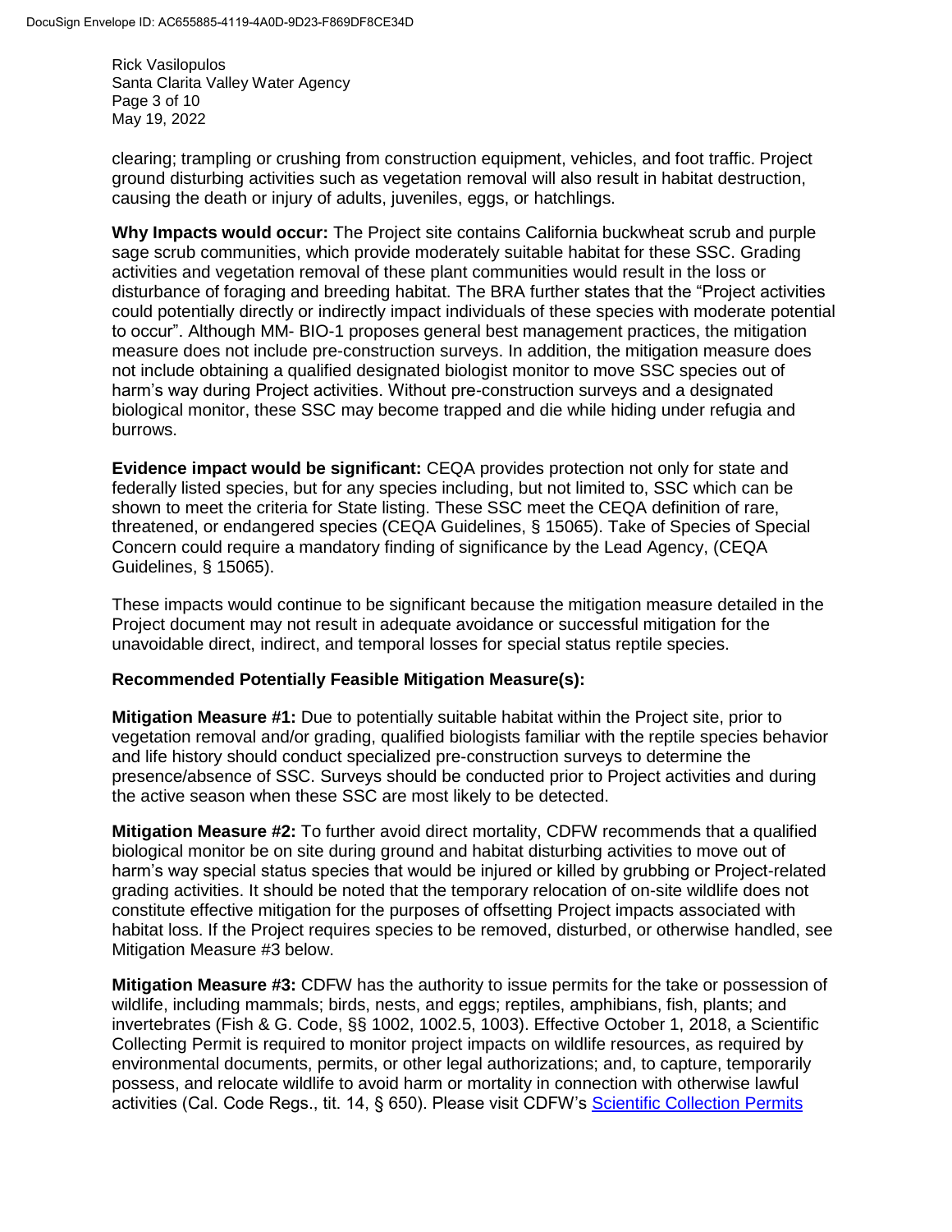clearing; trampling or crushing from construction equipment, vehicles, and foot traffic. Project ground disturbing activities such as vegetation removal will also result in habitat destruction, causing the death or injury of adults, juveniles, eggs, or hatchlings.

**Why Impacts would occur:** The Project site contains California buckwheat scrub and purple sage scrub communities, which provide moderately suitable habitat for these SSC. Grading activities and vegetation removal of these plant communities would result in the loss or disturbance of foraging and breeding habitat. The BRA further states that the "Project activities could potentially directly or indirectly impact individuals of these species with moderate potential to occur". Although MM- BIO-1 proposes general best management practices, the mitigation measure does not include pre-construction surveys. In addition, the mitigation measure does not include obtaining a qualified designated biologist monitor to move SSC species out of harm's way during Project activities. Without pre-construction surveys and a designated biological monitor, these SSC may become trapped and die while hiding under refugia and burrows.

**Evidence impact would be significant:** CEQA provides protection not only for state and federally listed species, but for any species including, but not limited to, SSC which can be shown to meet the criteria for State listing. These SSC meet the CEQA definition of rare, threatened, or endangered species (CEQA Guidelines, § 15065). Take of Species of Special Concern could require a mandatory finding of significance by the Lead Agency, (CEQA Guidelines, § 15065).

These impacts would continue to be significant because the mitigation measure detailed in the Project document may not result in adequate avoidance or successful mitigation for the unavoidable direct, indirect, and temporal losses for special status reptile species.

**Recommended Potentially Feasible Mitigation Measure(s):**

**Mitigation Measure #1:** Due to potentially suitable habitat within the Project site, prior to vegetation removal and/or grading, qualified biologists familiar with the reptile species behavior and life history should conduct specialized pre-construction surveys to determine the presence/absence of SSC. Surveys should be conducted prior to Project activities and during the active season when these SSC are most likely to be detected.

**Mitigation Measure #2:** To further avoid direct mortality, CDFW recommends that a qualified biological monitor be on site during ground and habitat disturbing activities to move out of harm's way special status species that would be injured or killed by grubbing or Project-related grading activities. It should be noted that the temporary relocation of on-site wildlife does not constitute effective mitigation for the purposes of offsetting Project impacts associated with habitat loss. If the Project requires species to be removed, disturbed, or otherwise handled, see Mitigation Measure #3 below.

**Mitigation Measure #3:** CDFW has the authority to issue permits for the take or possession of wildlife, including mammals; birds, nests, and eggs; reptiles, amphibians, fish, plants; and invertebrates (Fish & G. Code, §§ 1002, 1002.5, 1003). Effective October 1, 2018, a Scientific Collecting Permit is required to monitor project impacts on wildlife resources, as required by environmental documents, permits, or other legal authorizations; and, to capture, temporarily possess, and relocate wildlife to avoid harm or mortality in connection with otherwise lawful activities (Cal. Code Regs., tit. 14, § 650). Please visit CDFW's Scientific Collection Permits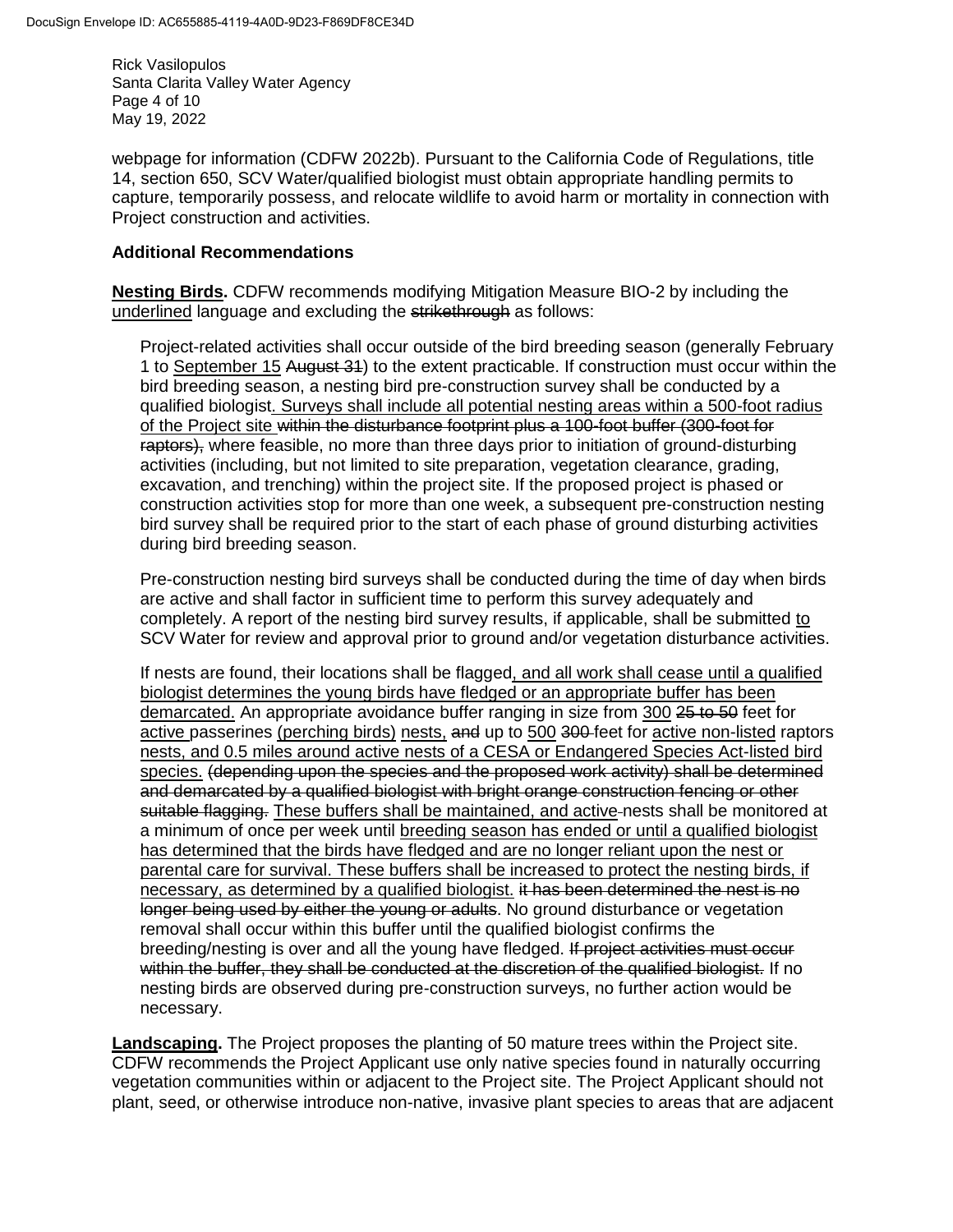webpage for information (CDFW 2022b). Pursuant to the California Code of Regulations, title 14, section 650, SCV Water/qualified biologist must obtain appropriate handling permits to capture, temporarily possess, and relocate wildlife to avoid harm or mortality in connection with Project construction and activities.

**Additional Recommendations**

**<u>Nesting Birds</u>.** CDFW recommends modifying Mitigation Measure BIO-2 by including the <u>underlined</u> language and excluding the ~~strikethrough~~ as follows:

> Project-related activities shall occur outside of the bird breeding season (generally February 1 to <u>September 15</u> ~~August 31~~) to the extent practicable. If construction must occur within the bird breeding season, a nesting bird pre-construction survey shall be conducted by a qualified biologist<u>. Surveys shall include all potential nesting areas within a 500-foot radius of the Project site</u> ~~within the disturbance footprint plus a 100-foot buffer (300-foot for raptors),~~ where feasible, no more than three days prior to initiation of ground-disturbing activities (including, but not limited to site preparation, vegetation clearance, grading, excavation, and trenching) within the project site. If the proposed project is phased or construction activities stop for more than one week, a subsequent pre-construction nesting bird survey shall be required prior to the start of each phase of ground disturbing activities during bird breeding season.
>
> Pre-construction nesting bird surveys shall be conducted during the time of day when birds are active and shall factor in sufficient time to perform this survey adequately and completely. A report of the nesting bird survey results, if applicable, shall be submitted <u>to</u> SCV Water for review and approval prior to ground and/or vegetation disturbance activities.
>
> If nests are found, their locations shall be flagged<u>, and all work shall cease until a qualified biologist determines the young birds have fledged or an appropriate buffer has been demarcated.</u> An appropriate avoidance buffer ranging in size from <u>300</u> ~~25 to 50~~ feet for <u>active</u> passerines <u>(perching birds)</u> <u>nests,</u> ~~and~~ up to <u>500</u> ~~300~~ feet for <u>active non-listed</u> raptors <u>nests, and 0.5 miles around active nests of a CESA or Endangered Species Act-listed bird species.</u> ~~(depending upon the species and the proposed work activity) shall be determined and demarcated by a qualified biologist with bright orange construction fencing or other suitable flagging.~~ <u>These buffers shall be maintained, and active</u> nests shall be monitored at a minimum of once per week until <u>breeding season has ended or until a qualified biologist has determined that the birds have fledged and are no longer reliant upon the nest or parental care for survival. These buffers shall be increased to protect the nesting birds, if necessary, as determined by a qualified biologist.</u> ~~it has been determined the nest is no longer being used by either the young or adults~~. No ground disturbance or vegetation removal shall occur within this buffer until the qualified biologist confirms the breeding/nesting is over and all the young have fledged. ~~If project activities must occur within the buffer, they shall be conducted at the discretion of the qualified biologist.~~ If no nesting birds are observed during pre-construction surveys, no further action would be necessary.

**<u>Landscaping</u>.** The Project proposes the planting of 50 mature trees within the Project site. CDFW recommends the Project Applicant use only native species found in naturally occurring vegetation communities within or adjacent to the Project site. The Project Applicant should not plant, seed, or otherwise introduce non-native, invasive plant species to areas that are adjacent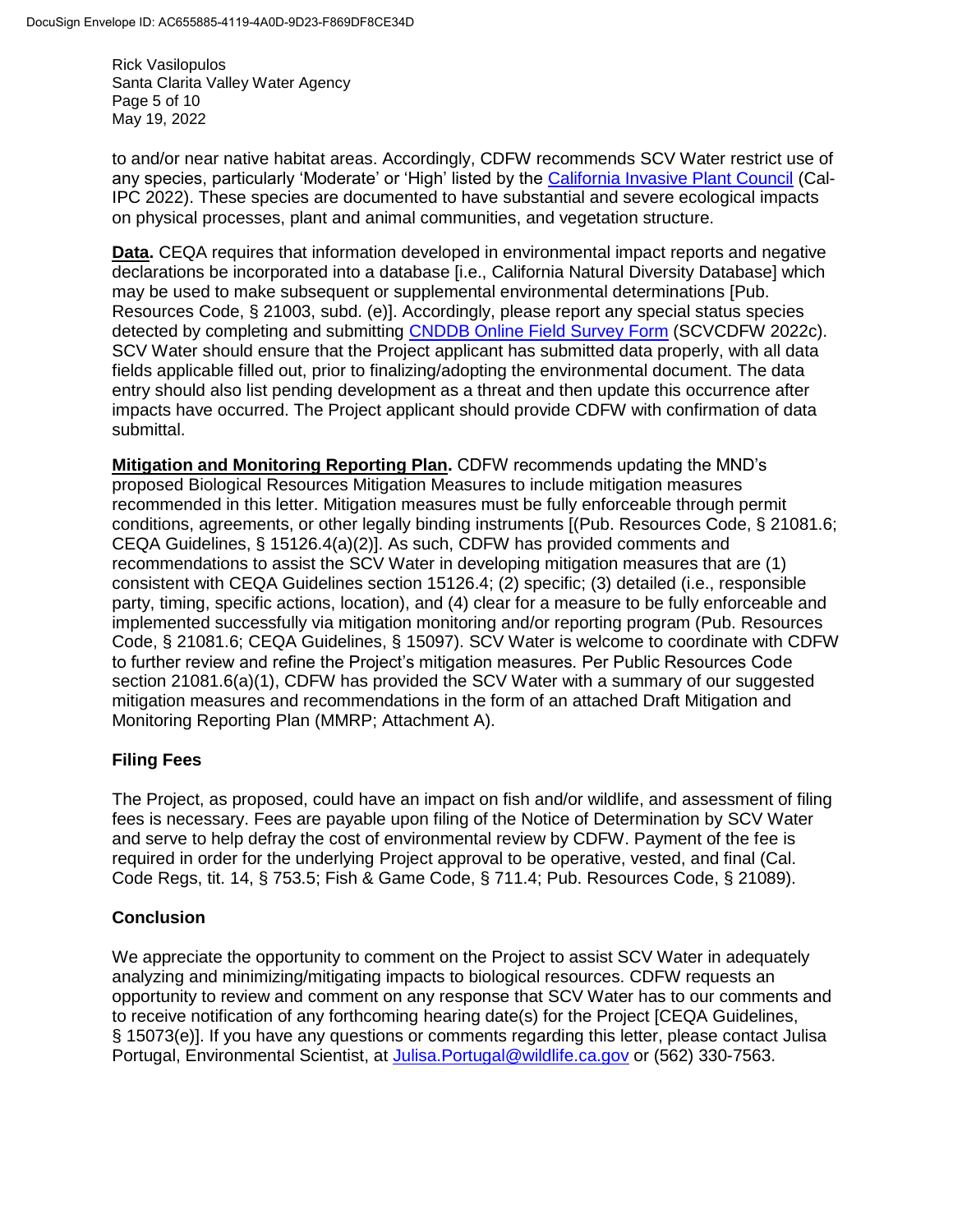to and/or near native habitat areas. Accordingly, CDFW recommends SCV Water restrict use of any species, particularly 'Moderate' or 'High' listed by the California Invasive Plant Council (Cal-IPC 2022). These species are documented to have substantial and severe ecological impacts on physical processes, plant and animal communities, and vegetation structure.

**Data.** CEQA requires that information developed in environmental impact reports and negative declarations be incorporated into a database [i.e., California Natural Diversity Database] which may be used to make subsequent or supplemental environmental determinations [Pub. Resources Code, § 21003, subd. (e)]. Accordingly, please report any special status species detected by completing and submitting CNDDB Online Field Survey Form (SCVCDFW 2022c). SCV Water should ensure that the Project applicant has submitted data properly, with all data fields applicable filled out, prior to finalizing/adopting the environmental document. The data entry should also list pending development as a threat and then update this occurrence after impacts have occurred. The Project applicant should provide CDFW with confirmation of data submittal.

**Mitigation and Monitoring Reporting Plan.** CDFW recommends updating the MND's proposed Biological Resources Mitigation Measures to include mitigation measures recommended in this letter. Mitigation measures must be fully enforceable through permit conditions, agreements, or other legally binding instruments [(Pub. Resources Code, § 21081.6; CEQA Guidelines, § 15126.4(a)(2)]. As such, CDFW has provided comments and recommendations to assist the SCV Water in developing mitigation measures that are (1) consistent with CEQA Guidelines section 15126.4; (2) specific; (3) detailed (i.e., responsible party, timing, specific actions, location), and (4) clear for a measure to be fully enforceable and implemented successfully via mitigation monitoring and/or reporting program (Pub. Resources Code, § 21081.6; CEQA Guidelines, § 15097). SCV Water is welcome to coordinate with CDFW to further review and refine the Project's mitigation measures. Per Public Resources Code section 21081.6(a)(1), CDFW has provided the SCV Water with a summary of our suggested mitigation measures and recommendations in the form of an attached Draft Mitigation and Monitoring Reporting Plan (MMRP; Attachment A).

## Filing Fees

The Project, as proposed, could have an impact on fish and/or wildlife, and assessment of filing fees is necessary. Fees are payable upon filing of the Notice of Determination by SCV Water and serve to help defray the cost of environmental review by CDFW. Payment of the fee is required in order for the underlying Project approval to be operative, vested, and final (Cal. Code Regs, tit. 14, § 753.5; Fish & Game Code, § 711.4; Pub. Resources Code, § 21089).

## Conclusion

We appreciate the opportunity to comment on the Project to assist SCV Water in adequately analyzing and minimizing/mitigating impacts to biological resources. CDFW requests an opportunity to review and comment on any response that SCV Water has to our comments and to receive notification of any forthcoming hearing date(s) for the Project [CEQA Guidelines, § 15073(e)]. If you have any questions or comments regarding this letter, please contact Julisa Portugal, Environmental Scientist, at Julisa.Portugal@wildlife.ca.gov or (562) 330-7563.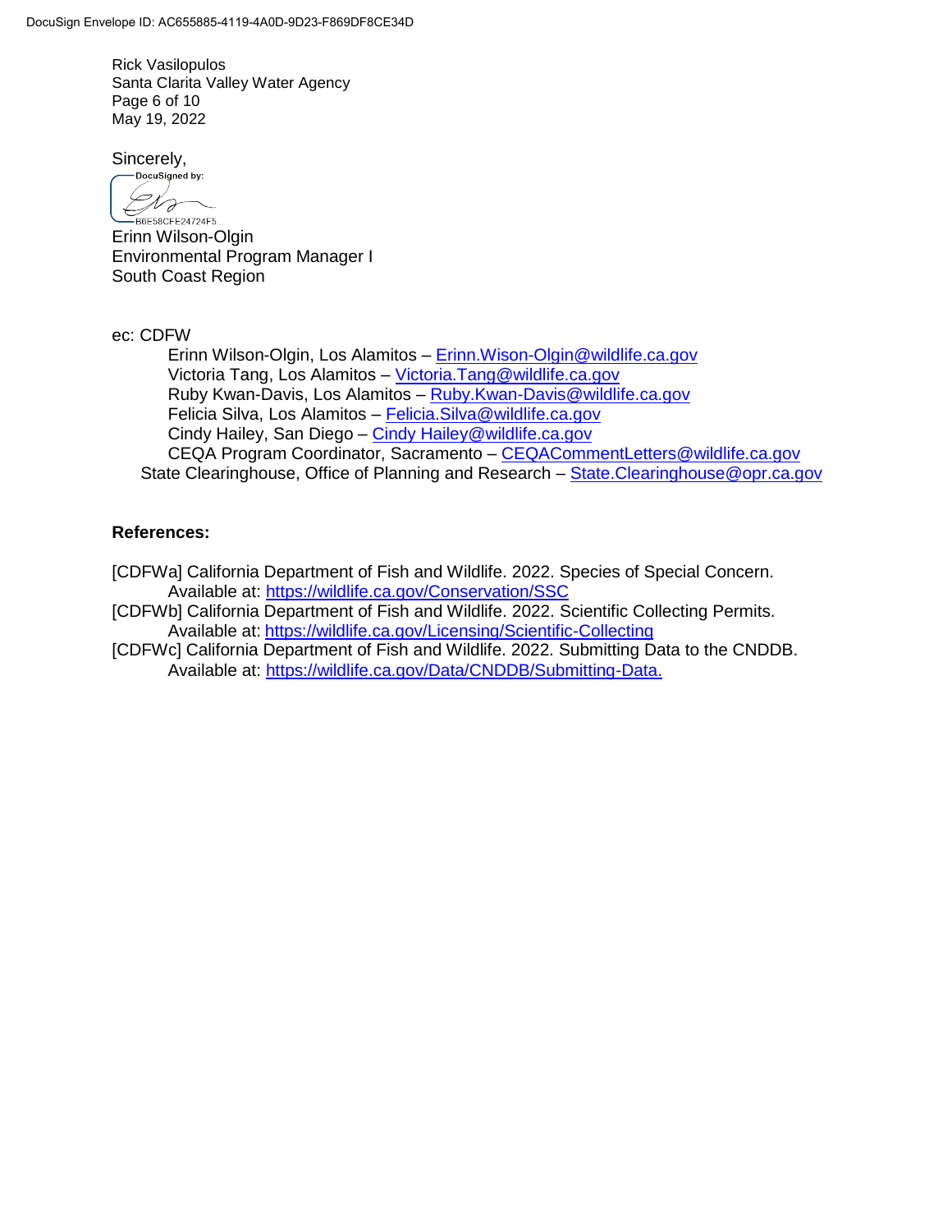Rick Vasilopulos
Santa Clarita Valley Water Agency
May 19, 2022

Sincerely,

DocuSigned by:
B6E58CFE24724F5...

Erinn Wilson-Olgin
Environmental Program Manager I
South Coast Region

ec: CDFW

Erinn Wilson-Olgin, Los Alamitos – Erinn.Wison-Olgin@wildlife.ca.gov
Victoria Tang, Los Alamitos – Victoria.Tang@wildlife.ca.gov
Ruby Kwan-Davis, Los Alamitos – Ruby.Kwan-Davis@wildlife.ca.gov
Felicia Silva, Los Alamitos – Felicia.Silva@wildlife.ca.gov
Cindy Hailey, San Diego – Cindy Hailey@wildlife.ca.gov
CEQA Program Coordinator, Sacramento – CEQACommentLetters@wildlife.ca.gov
State Clearinghouse, Office of Planning and Research – State.Clearinghouse@opr.ca.gov

**References:**

[CDFWa] California Department of Fish and Wildlife. 2022. Species of Special Concern. Available at: https://wildlife.ca.gov/Conservation/SSC

[CDFWb] California Department of Fish and Wildlife. 2022. Scientific Collecting Permits. Available at: https://wildlife.ca.gov/Licensing/Scientific-Collecting

[CDFWc] California Department of Fish and Wildlife. 2022. Submitting Data to the CNDDB. Available at: https://wildlife.ca.gov/Data/CNDDB/Submitting-Data.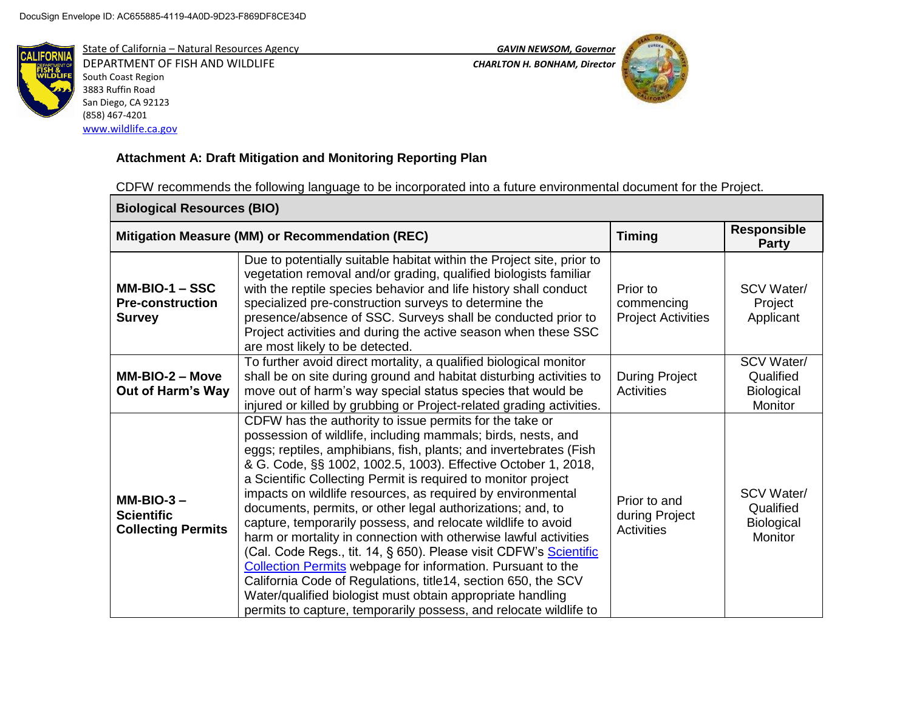DocuSign Envelope ID: AC655885-4119-4A0D-9D23-F869DF8CE34D

State of California – Natural Resources Agency
DEPARTMENT OF FISH AND WILDLIFE
South Coast Region
3883 Ruffin Road
San Diego, CA 92123
(858) 467-4201
www.wildlife.ca.gov

*GAVIN NEWSOM, Governor*
*CHARLTON H. BONHAM, Director*

**Attachment A: Draft Mitigation and Monitoring Reporting Plan**

CDFW recommends the following language to be incorporated into a future environmental document for the Project.

| **Biological Resources (BIO)** | | | |
|---|---|---|---|
| **Mitigation Measure (MM) or Recommendation (REC)** | | **Timing** | **Responsible Party** |
| **MM-BIO-1 – SSC Pre-construction Survey** | Due to potentially suitable habitat within the Project site, prior to vegetation removal and/or grading, qualified biologists familiar with the reptile species behavior and life history shall conduct specialized pre-construction surveys to determine the presence/absence of SSC. Surveys shall be conducted prior to Project activities and during the active season when these SSC are most likely to be detected. | Prior to commencing Project Activities | SCV Water/ Project Applicant |
| **MM-BIO-2 – Move Out of Harm's Way** | To further avoid direct mortality, a qualified biological monitor shall be on site during ground and habitat disturbing activities to move out of harm's way special status species that would be injured or killed by grubbing or Project-related grading activities. | During Project Activities | SCV Water/ Qualified Biological Monitor |
| **MM-BIO-3 – Scientific Collecting Permits** | CDFW has the authority to issue permits for the take or possession of wildlife, including mammals; birds, nests, and eggs; reptiles, amphibians, fish, plants; and invertebrates (Fish & G. Code, §§ 1002, 1002.5, 1003). Effective October 1, 2018, a Scientific Collecting Permit is required to monitor project impacts on wildlife resources, as required by environmental documents, permits, or other legal authorizations; and, to capture, temporarily possess, and relocate wildlife to avoid harm or mortality in connection with otherwise lawful activities (Cal. Code Regs., tit. 14, § 650). Please visit CDFW's Scientific Collection Permits webpage for information. Pursuant to the California Code of Regulations, title14, section 650, the SCV Water/qualified biologist must obtain appropriate handling permits to capture, temporarily possess, and relocate wildlife to | Prior to and during Project Activities | SCV Water/ Qualified Biological Monitor |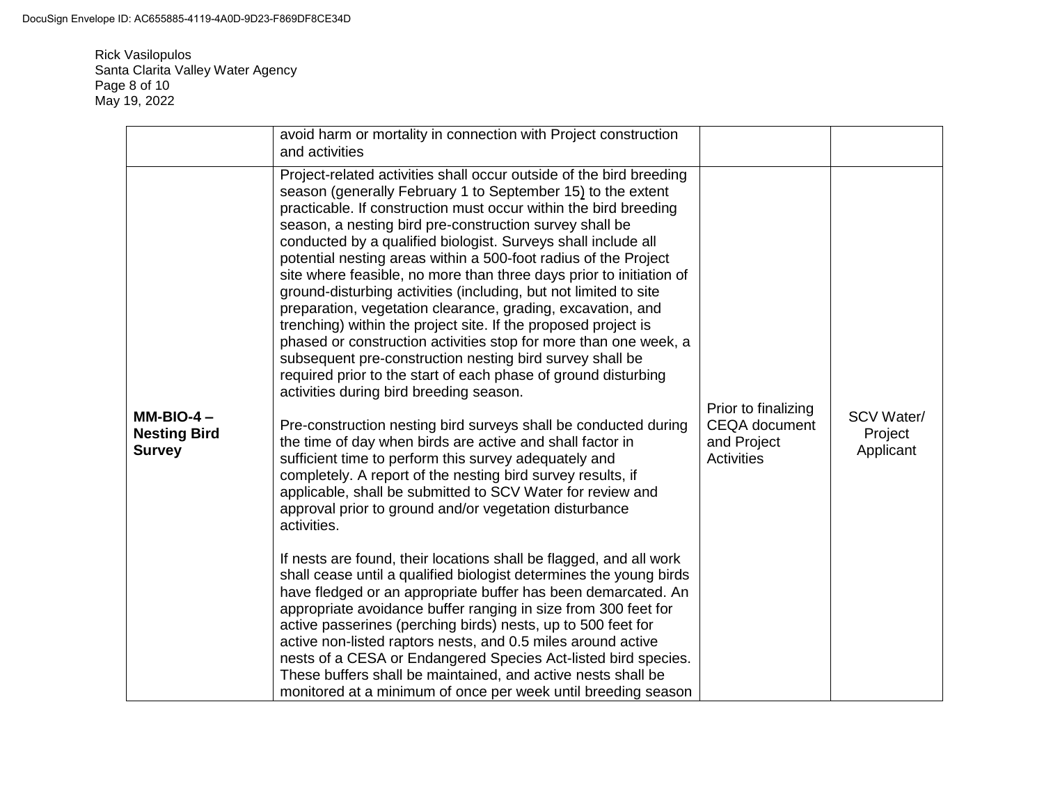Rick Vasilopulos
Santa Clarita Valley Water Agency
May 19, 2022

| | | | |
|---|---|---|---|
| | avoid harm or mortality in connection with Project construction and activities | | |
| **MM-BIO-4 – Nesting Bird Survey** | Project-related activities shall occur outside of the bird breeding season (generally February 1 to September 15) to the extent practicable. If construction must occur within the bird breeding season, a nesting bird pre-construction survey shall be conducted by a qualified biologist. Surveys shall include all potential nesting areas within a 500-foot radius of the Project site where feasible, no more than three days prior to initiation of ground-disturbing activities (including, but not limited to site preparation, vegetation clearance, grading, excavation, and trenching) within the project site. If the proposed project is phased or construction activities stop for more than one week, a subsequent pre-construction nesting bird survey shall be required prior to the start of each phase of ground disturbing activities during bird breeding season.<br><br>Pre-construction nesting bird surveys shall be conducted during the time of day when birds are active and shall factor in sufficient time to perform this survey adequately and completely. A report of the nesting bird survey results, if applicable, shall be submitted to SCV Water for review and approval prior to ground and/or vegetation disturbance activities.<br><br>If nests are found, their locations shall be flagged, and all work shall cease until a qualified biologist determines the young birds have fledged or an appropriate buffer has been demarcated. An appropriate avoidance buffer ranging in size from 300 feet for active passerines (perching birds) nests, up to 500 feet for active non-listed raptors nests, and 0.5 miles around active nests of a CESA or Endangered Species Act-listed bird species. These buffers shall be maintained, and active nests shall be monitored at a minimum of once per week until breeding season | Prior to finalizing CEQA document and Project Activities | SCV Water/ Project Applicant |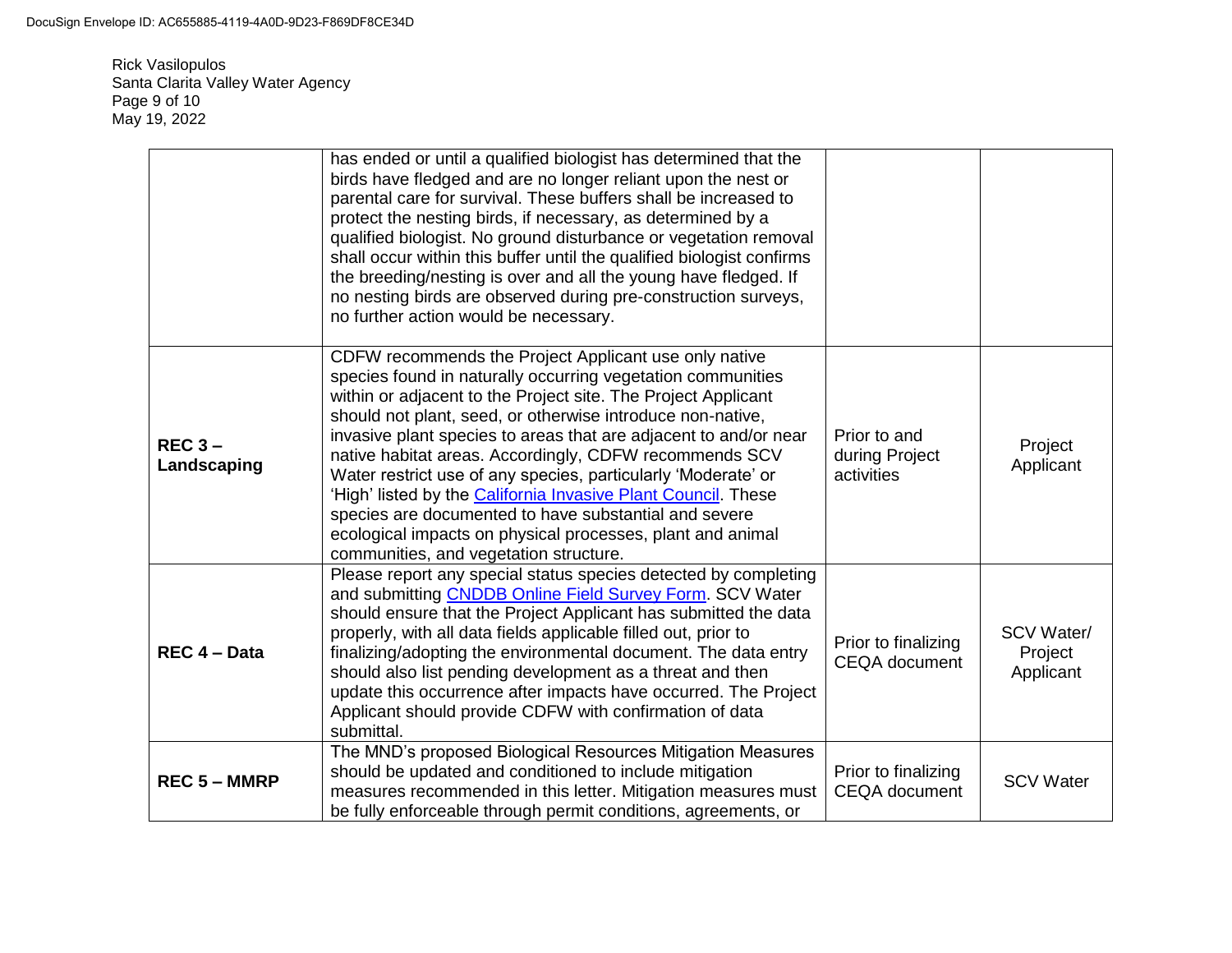DocuSign Envelope ID: AC655885-4119-4A0D-9D23-F869DF8CE34D

Rick Vasilopulos
Santa Clarita Valley Water Agency
Page 9 of 10
May 19, 2022

| | | | |
|---|---|---|---|
| | has ended or until a qualified biologist has determined that the birds have fledged and are no longer reliant upon the nest or parental care for survival. These buffers shall be increased to protect the nesting birds, if necessary, as determined by a qualified biologist. No ground disturbance or vegetation removal shall occur within this buffer until the qualified biologist confirms the breeding/nesting is over and all the young have fledged. If no nesting birds are observed during pre-construction surveys, no further action would be necessary. | | |
| **REC 3 – Landscaping** | CDFW recommends the Project Applicant use only native species found in naturally occurring vegetation communities within or adjacent to the Project site. The Project Applicant should not plant, seed, or otherwise introduce non-native, invasive plant species to areas that are adjacent to and/or near native habitat areas. Accordingly, CDFW recommends SCV Water restrict use of any species, particularly 'Moderate' or 'High' listed by the California Invasive Plant Council. These species are documented to have substantial and severe ecological impacts on physical processes, plant and animal communities, and vegetation structure. | Prior to and during Project activities | Project Applicant |
| **REC 4 – Data** | Please report any special status species detected by completing and submitting CNDDB Online Field Survey Form. SCV Water should ensure that the Project Applicant has submitted the data properly, with all data fields applicable filled out, prior to finalizing/adopting the environmental document. The data entry should also list pending development as a threat and then update this occurrence after impacts have occurred. The Project Applicant should provide CDFW with confirmation of data submittal. | Prior to finalizing CEQA document | SCV Water/ Project Applicant |
| **REC 5 – MMRP** | The MND's proposed Biological Resources Mitigation Measures should be updated and conditioned to include mitigation measures recommended in this letter. Mitigation measures must be fully enforceable through permit conditions, agreements, or | Prior to finalizing CEQA document | SCV Water |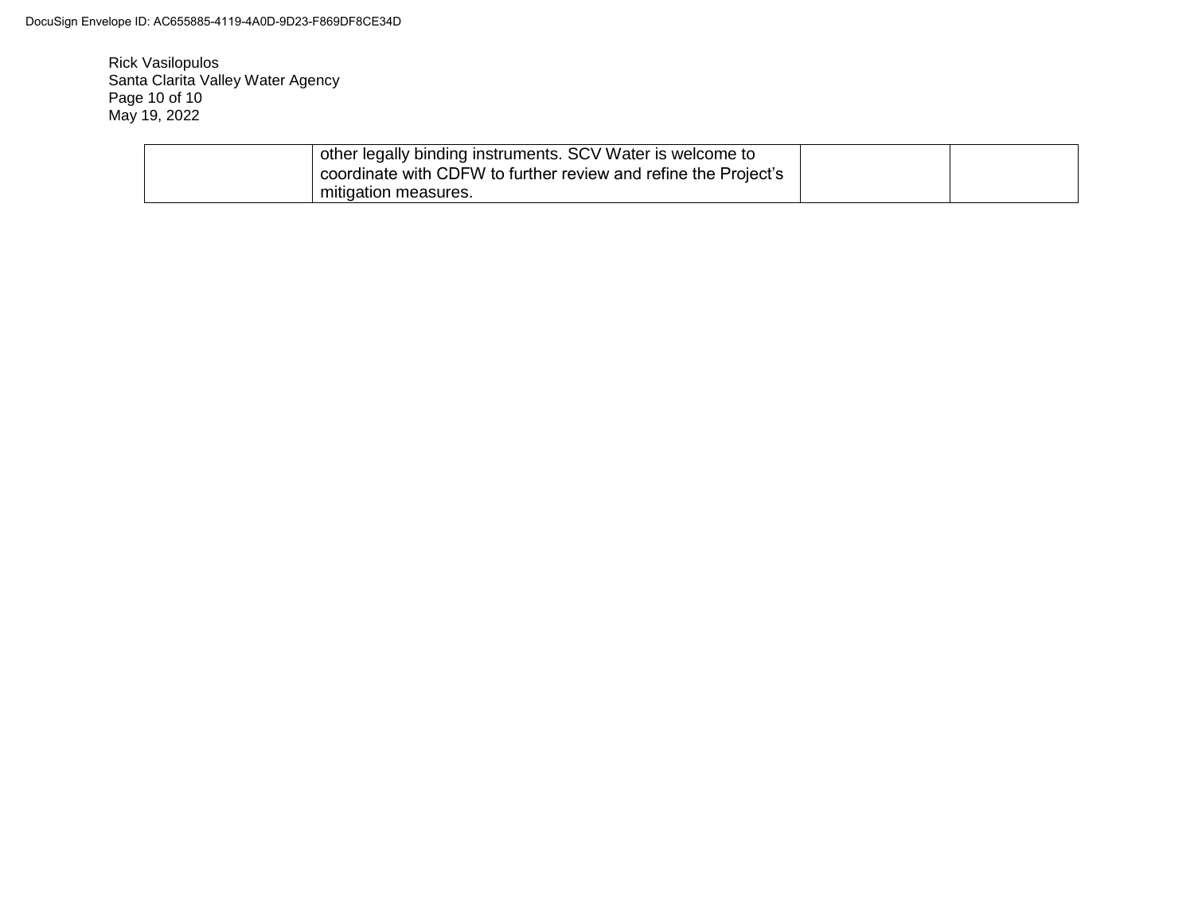| | | | |
|---|---|---|---|
| | other legally binding instruments. SCV Water is welcome to coordinate with CDFW to further review and refine the Project's mitigation measures. | | |